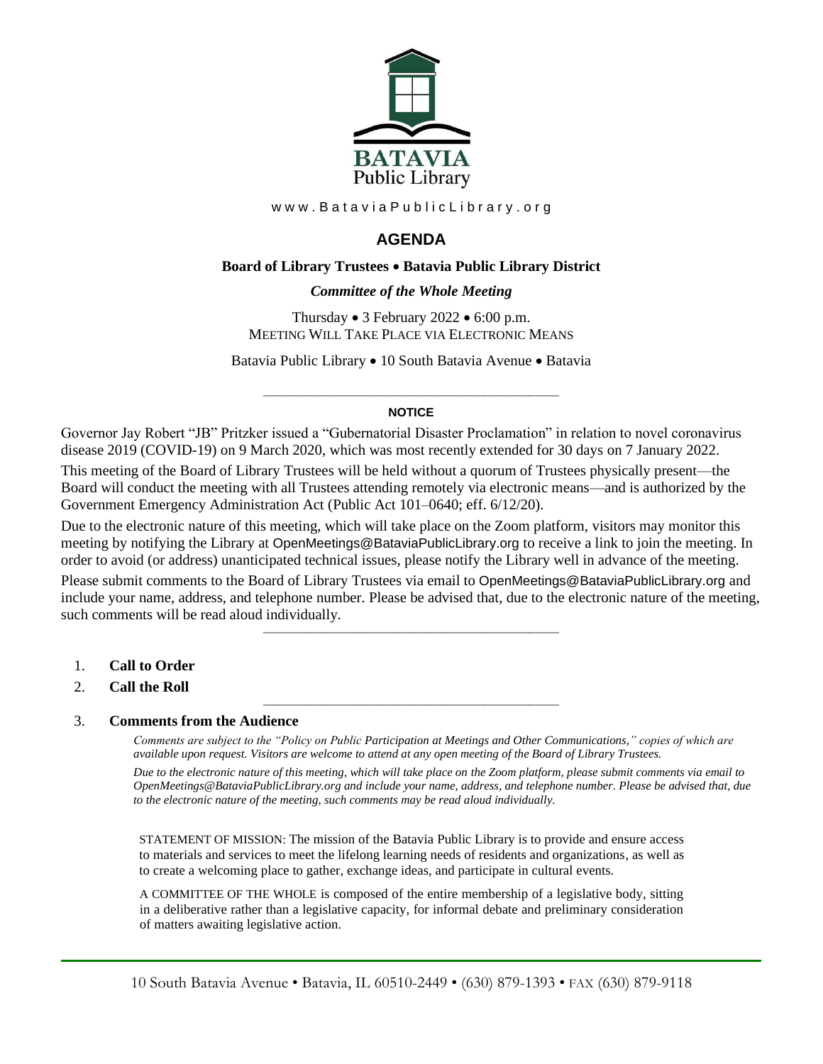BATAVIA
Public Library

www.BataviaPublicLibrary.org

# AGENDA

**Board of Library Trustees • Batavia Public Library District**

***Committee of the Whole Meeting***

Thursday • 3 February 2022 • 6:00 p.m.
MEETING WILL TAKE PLACE VIA ELECTRONIC MEANS

Batavia Public Library • 10 South Batavia Avenue • Batavia

---

**NOTICE**

Governor Jay Robert "JB" Pritzker issued a "Gubernatorial Disaster Proclamation" in relation to novel coronavirus disease 2019 (COVID-19) on 9 March 2020, which was most recently extended for 30 days on 7 January 2022.

This meeting of the Board of Library Trustees will be held without a quorum of Trustees physically present—the Board will conduct the meeting with all Trustees attending remotely via electronic means—and is authorized by the Government Emergency Administration Act (Public Act 101–0640; eff. 6/12/20).

Due to the electronic nature of this meeting, which will take place on the Zoom platform, visitors may monitor this meeting by notifying the Library at OpenMeetings@BataviaPublicLibrary.org to receive a link to join the meeting. In order to avoid (or address) unanticipated technical issues, please notify the Library well in advance of the meeting.

Please submit comments to the Board of Library Trustees via email to OpenMeetings@BataviaPublicLibrary.org and include your name, address, and telephone number. Please be advised that, due to the electronic nature of the meeting, such comments will be read aloud individually.

---

1. **Call to Order**
2. **Call the Roll**

---

3. **Comments from the Audience**

*Comments are subject to the "Policy on Public Participation at Meetings and Other Communications," copies of which are available upon request. Visitors are welcome to attend at any open meeting of the Board of Library Trustees.*

*Due to the electronic nature of this meeting, which will take place on the Zoom platform, please submit comments via email to OpenMeetings@BataviaPublicLibrary.org and include your name, address, and telephone number. Please be advised that, due to the electronic nature of the meeting, such comments may be read aloud individually.*

STATEMENT OF MISSION: The mission of the Batavia Public Library is to provide and ensure access to materials and services to meet the lifelong learning needs of residents and organizations, as well as to create a welcoming place to gather, exchange ideas, and participate in cultural events.

A COMMITTEE OF THE WHOLE is composed of the entire membership of a legislative body, sitting in a deliberative rather than a legislative capacity, for informal debate and preliminary consideration of matters awaiting legislative action.

10 South Batavia Avenue • Batavia, IL 60510-2449 • (630) 879-1393 • FAX (630) 879-9118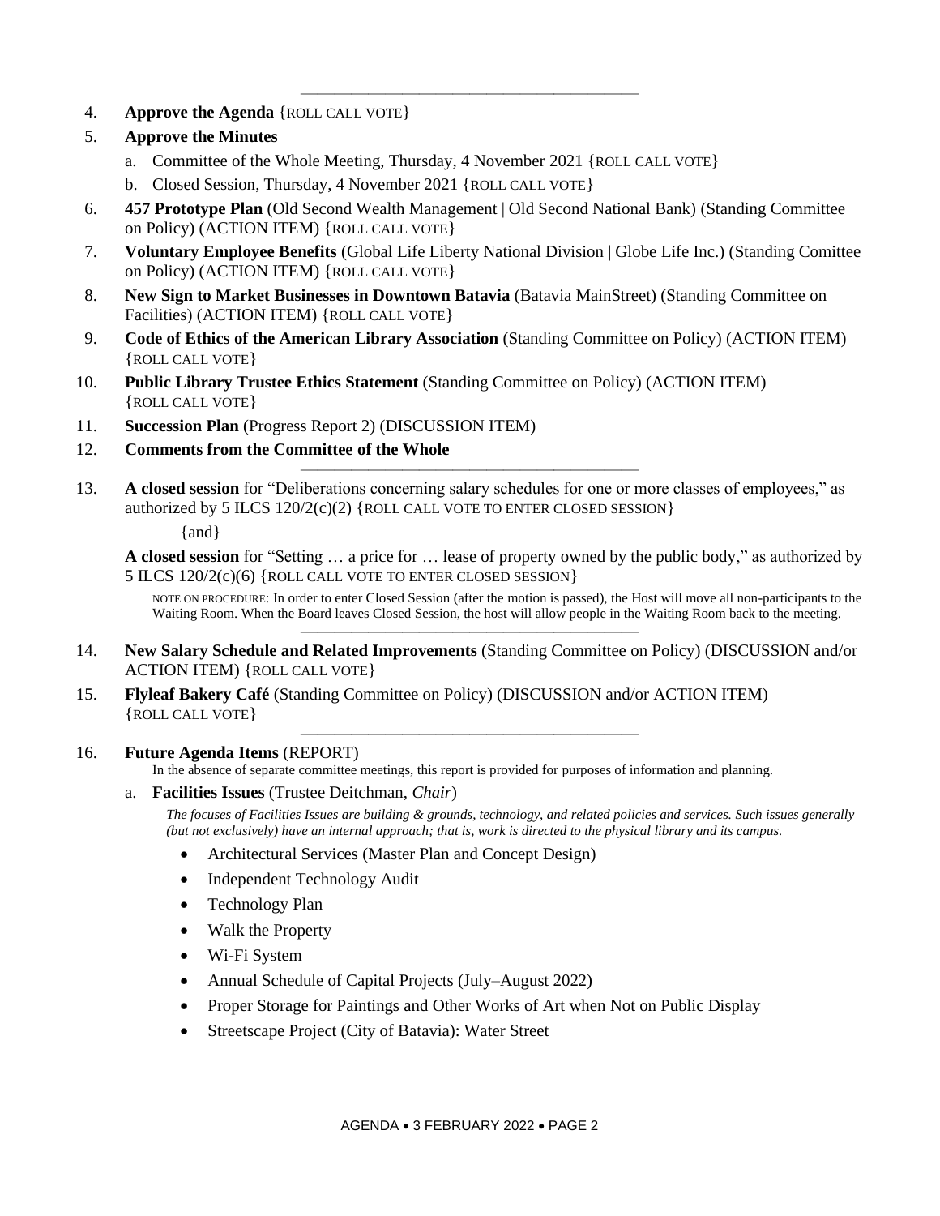---

4. **Approve the Agenda** {ROLL CALL VOTE}
5. **Approve the Minutes**
   a. Committee of the Whole Meeting, Thursday, 4 November 2021 {ROLL CALL VOTE}
   b. Closed Session, Thursday, 4 November 2021 {ROLL CALL VOTE}
6. **457 Prototype Plan** (Old Second Wealth Management | Old Second National Bank) (Standing Committee on Policy) (ACTION ITEM) {ROLL CALL VOTE}
7. **Voluntary Employee Benefits** (Global Life Liberty National Division | Globe Life Inc.) (Standing Comittee on Policy) (ACTION ITEM) {ROLL CALL VOTE}
8. **New Sign to Market Businesses in Downtown Batavia** (Batavia MainStreet) (Standing Committee on Facilities) (ACTION ITEM) {ROLL CALL VOTE}
9. **Code of Ethics of the American Library Association** (Standing Committee on Policy) (ACTION ITEM) {ROLL CALL VOTE}
10. **Public Library Trustee Ethics Statement** (Standing Committee on Policy) (ACTION ITEM) {ROLL CALL VOTE}
11. **Succession Plan** (Progress Report 2) (DISCUSSION ITEM)
12. **Comments from the Committee of the Whole**

---

13. **A closed session** for "Deliberations concerning salary schedules for one or more classes of employees," as authorized by 5 ILCS 120/2(c)(2) {ROLL CALL VOTE TO ENTER CLOSED SESSION}

    {and}

    **A closed session** for "Setting … a price for … lease of property owned by the public body," as authorized by 5 ILCS 120/2(c)(6) {ROLL CALL VOTE TO ENTER CLOSED SESSION}

    NOTE ON PROCEDURE: In order to enter Closed Session (after the motion is passed), the Host will move all non-participants to the Waiting Room. When the Board leaves Closed Session, the host will allow people in the Waiting Room back to the meeting.

---

14. **New Salary Schedule and Related Improvements** (Standing Committee on Policy) (DISCUSSION and/or ACTION ITEM) {ROLL CALL VOTE}
15. **Flyleaf Bakery Café** (Standing Committee on Policy) (DISCUSSION and/or ACTION ITEM) {ROLL CALL VOTE}

---

16. **Future Agenda Items** (REPORT)

    In the absence of separate committee meetings, this report is provided for purposes of information and planning.

    a. **Facilities Issues** (Trustee Deitchman, *Chair*)

       *The focuses of Facilities Issues are building & grounds, technology, and related policies and services. Such issues generally (but not exclusively) have an internal approach; that is, work is directed to the physical library and its campus.*

       - Architectural Services (Master Plan and Concept Design)
       - Independent Technology Audit
       - Technology Plan
       - Walk the Property
       - Wi-Fi System
       - Annual Schedule of Capital Projects (July–August 2022)
       - Proper Storage for Paintings and Other Works of Art when Not on Public Display
       - Streetscape Project (City of Batavia): Water Street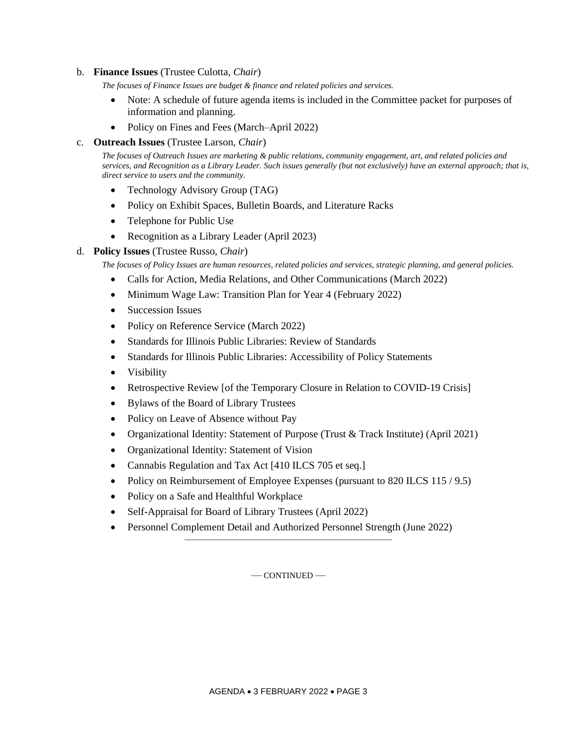b. **Finance Issues** (Trustee Culotta, *Chair*)

*The focuses of Finance Issues are budget & finance and related policies and services.*

- Note: A schedule of future agenda items is included in the Committee packet for purposes of information and planning.
- Policy on Fines and Fees (March–April 2022)

c. **Outreach Issues** (Trustee Larson, *Chair*)

*The focuses of Outreach Issues are marketing & public relations, community engagement, art, and related policies and services, and Recognition as a Library Leader. Such issues generally (but not exclusively) have an external approach; that is, direct service to users and the community.*

- Technology Advisory Group (TAG)
- Policy on Exhibit Spaces, Bulletin Boards, and Literature Racks
- Telephone for Public Use
- Recognition as a Library Leader (April 2023)

d. **Policy Issues** (Trustee Russo, *Chair*)

*The focuses of Policy Issues are human resources, related policies and services, strategic planning, and general policies.*

- Calls for Action, Media Relations, and Other Communications (March 2022)
- Minimum Wage Law: Transition Plan for Year 4 (February 2022)
- Succession Issues
- Policy on Reference Service (March 2022)
- Standards for Illinois Public Libraries: Review of Standards
- Standards for Illinois Public Libraries: Accessibility of Policy Statements
- Visibility
- Retrospective Review [of the Temporary Closure in Relation to COVID-19 Crisis]
- Bylaws of the Board of Library Trustees
- Policy on Leave of Absence without Pay
- Organizational Identity: Statement of Purpose (Trust & Track Institute) (April 2021)
- Organizational Identity: Statement of Vision
- Cannabis Regulation and Tax Act [410 ILCS 705 et seq.]
- Policy on Reimbursement of Employee Expenses (pursuant to 820 ILCS 115 / 9.5)
- Policy on a Safe and Healthful Workplace
- Self-Appraisal for Board of Library Trustees (April 2022)
- Personnel Complement Detail and Authorized Personnel Strength (June 2022)

---

— CONTINUED —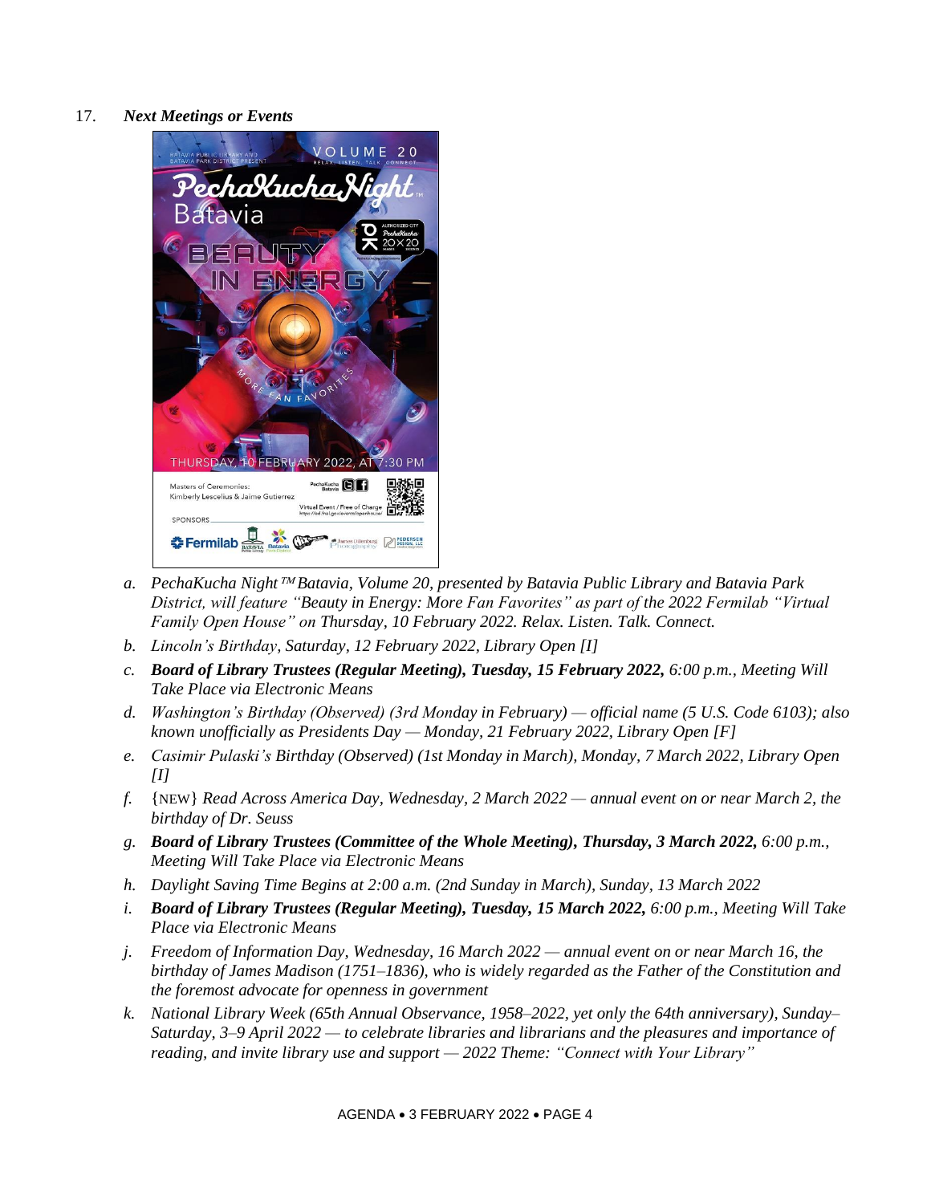17. ***Next Meetings or Events***

a. *PechaKucha Night™ Batavia, Volume 20, presented by Batavia Public Library and Batavia Park District, will feature "Beauty in Energy: More Fan Favorites" as part of the 2022 Fermilab "Virtual Family Open House" on Thursday, 10 February 2022. Relax. Listen. Talk. Connect.*

b. *Lincoln's Birthday, Saturday, 12 February 2022, Library Open [I]*

c. ***Board of Library Trustees (Regular Meeting), Tuesday, 15 February 2022,** 6:00 p.m., Meeting Will Take Place via Electronic Means*

d. *Washington's Birthday (Observed) (3rd Monday in February) — official name (5 U.S. Code 6103); also known unofficially as Presidents Day — Monday, 21 February 2022, Library Open [F]*

e. *Casimir Pulaski's Birthday (Observed) (1st Monday in March), Monday, 7 March 2022, Library Open [I]*

f. {NEW} *Read Across America Day, Wednesday, 2 March 2022 — annual event on or near March 2, the birthday of Dr. Seuss*

g. ***Board of Library Trustees (Committee of the Whole Meeting), Thursday, 3 March 2022,** 6:00 p.m., Meeting Will Take Place via Electronic Means*

h. *Daylight Saving Time Begins at 2:00 a.m. (2nd Sunday in March), Sunday, 13 March 2022*

i. ***Board of Library Trustees (Regular Meeting), Tuesday, 15 March 2022,** 6:00 p.m., Meeting Will Take Place via Electronic Means*

j. *Freedom of Information Day, Wednesday, 16 March 2022 — annual event on or near March 16, the birthday of James Madison (1751–1836), who is widely regarded as the Father of the Constitution and the foremost advocate for openness in government*

k. *National Library Week (65th Annual Observance, 1958–2022, yet only the 64th anniversary), Sunday–Saturday, 3–9 April 2022 — to celebrate libraries and librarians and the pleasures and importance of reading, and invite library use and support — 2022 Theme: "Connect with Your Library"*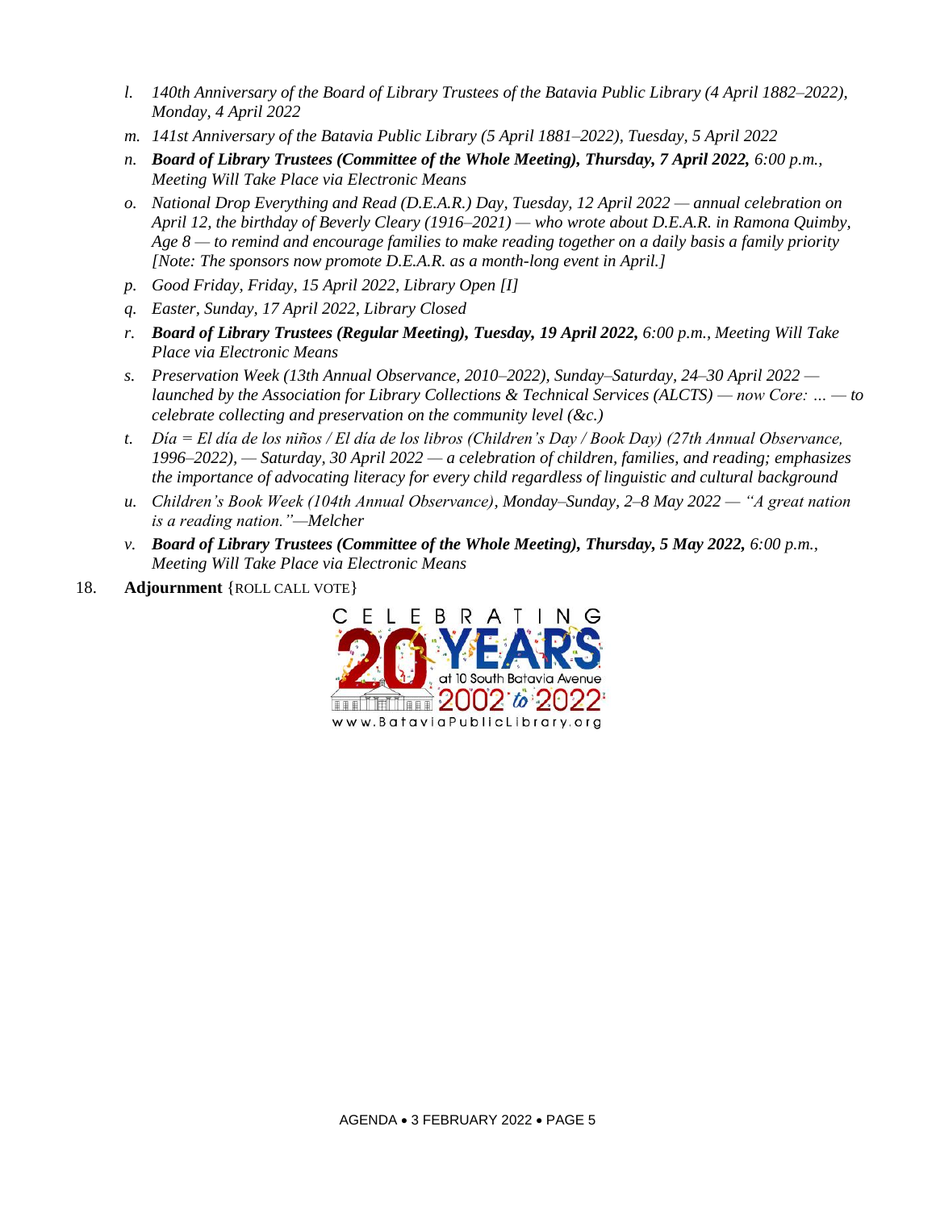l. *140th Anniversary of the Board of Library Trustees of the Batavia Public Library (4 April 1882–2022), Monday, 4 April 2022*

m. *141st Anniversary of the Batavia Public Library (5 April 1881–2022), Tuesday, 5 April 2022*

n. ***Board of Library Trustees (Committee of the Whole Meeting), Thursday, 7 April 2022,** 6:00 p.m., Meeting Will Take Place via Electronic Means*

o. *National Drop Everything and Read (D.E.A.R.) Day, Tuesday, 12 April 2022 — annual celebration on April 12, the birthday of Beverly Cleary (1916–2021) — who wrote about D.E.A.R. in Ramona Quimby, Age 8 — to remind and encourage families to make reading together on a daily basis a family priority [Note: The sponsors now promote D.E.A.R. as a month-long event in April.]*

p. *Good Friday, Friday, 15 April 2022, Library Open [I]*

q. *Easter, Sunday, 17 April 2022, Library Closed*

r. ***Board of Library Trustees (Regular Meeting), Tuesday, 19 April 2022,** 6:00 p.m., Meeting Will Take Place via Electronic Means*

s. *Preservation Week (13th Annual Observance, 2010–2022), Sunday–Saturday, 24–30 April 2022 — launched by the Association for Library Collections & Technical Services (ALCTS) — now Core: … — to celebrate collecting and preservation on the community level (&c.)*

t. *Día = El día de los niños / El día de los libros (Children's Day / Book Day) (27th Annual Observance, 1996–2022), — Saturday, 30 April 2022 — a celebration of children, families, and reading; emphasizes the importance of advocating literacy for every child regardless of linguistic and cultural background*

u. *Children's Book Week (104th Annual Observance), Monday–Sunday, 2–8 May 2022 — "A great nation is a reading nation."—Melcher*

v. ***Board of Library Trustees (Committee of the Whole Meeting), Thursday, 5 May 2022,** 6:00 p.m., Meeting Will Take Place via Electronic Means*

18. **Adjournment** {ROLL CALL VOTE}

CELEBRATING 20 YEARS at 10 South Batavia Avenue 2002 to 2022
www.BataviaPublicLibrary.org